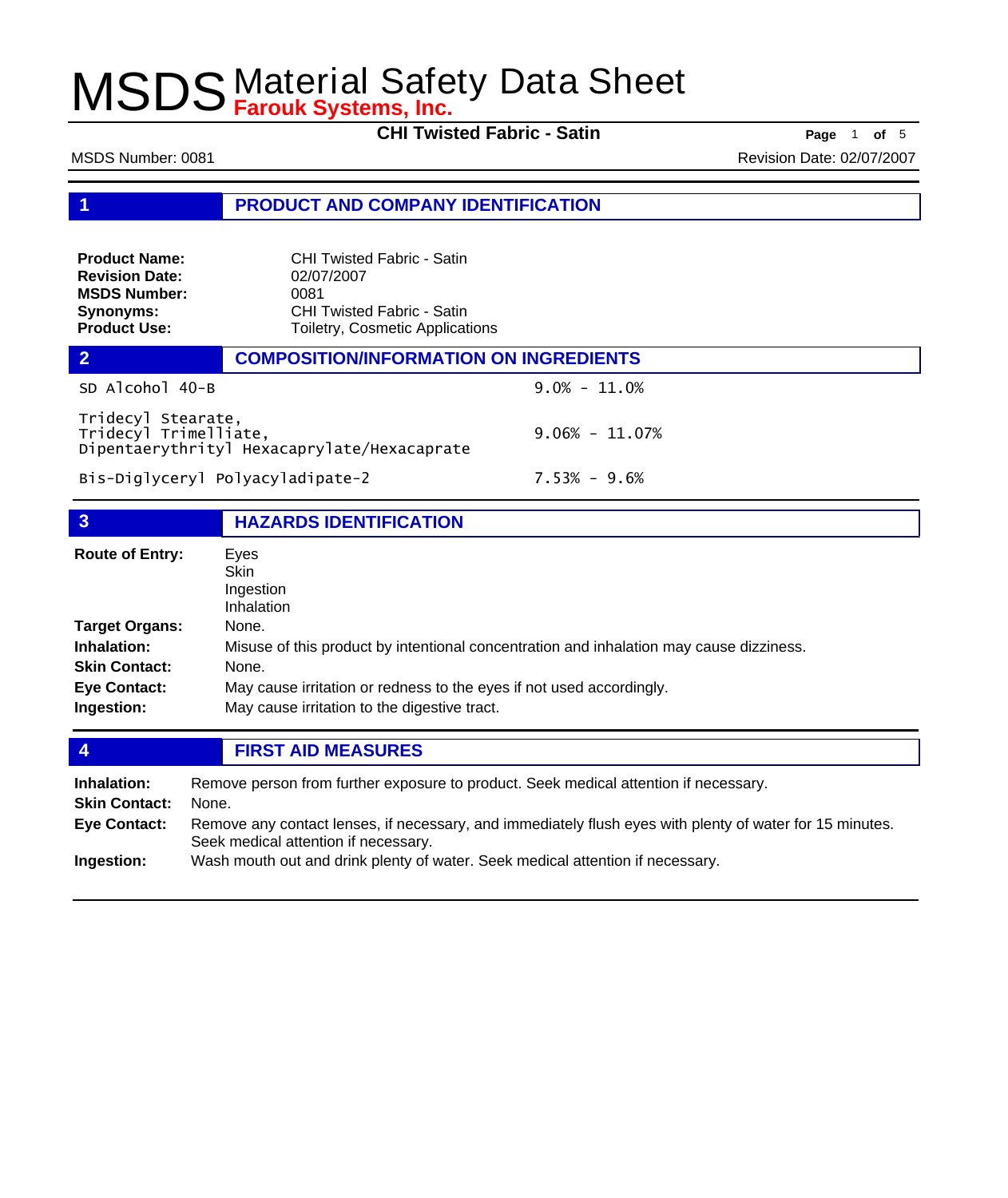# MSDS Material Safety Data Sheet

**Farouk Systems, Inc.**

**CHI Twisted Fabric - Satin**

MSDS Number: 0081

Revision Date: 02/07/2007

## 1 PRODUCT AND COMPANY IDENTIFICATION

| | |
|---|---|
| **Product Name:** | CHI Twisted Fabric - Satin |
| **Revision Date:** | 02/07/2007 |
| **MSDS Number:** | 0081 |
| **Synonyms:** | CHI Twisted Fabric - Satin |
| **Product Use:** | Toiletry, Cosmetic Applications |

## 2 COMPOSITION/INFORMATION ON INGREDIENTS

| | |
|---|---|
| SD Alcohol 40-B | 9.0% - 11.0% |
| Tridecyl Stearate, Tridecyl Trimelliate, Dipentaerythrityl Hexacaprylate/Hexacaprate | 9.06% - 11.07% |
| Bis-Diglyceryl Polyacyladipate-2 | 7.53% - 9.6% |

## 3 HAZARDS IDENTIFICATION

**Route of Entry:** Eyes
Skin
Ingestion
Inhalation

**Target Organs:** None.

**Inhalation:** Misuse of this product by intentional concentration and inhalation may cause dizziness.

**Skin Contact:** None.

**Eye Contact:** May cause irritation or redness to the eyes if not used accordingly.

**Ingestion:** May cause irritation to the digestive tract.

## 4 FIRST AID MEASURES

**Inhalation:** Remove person from further exposure to product. Seek medical attention if necessary.

**Skin Contact:** None.

**Eye Contact:** Remove any contact lenses, if necessary, and immediately flush eyes with plenty of water for 15 minutes. Seek medical attention if necessary.

**Ingestion:** Wash mouth out and drink plenty of water. Seek medical attention if necessary.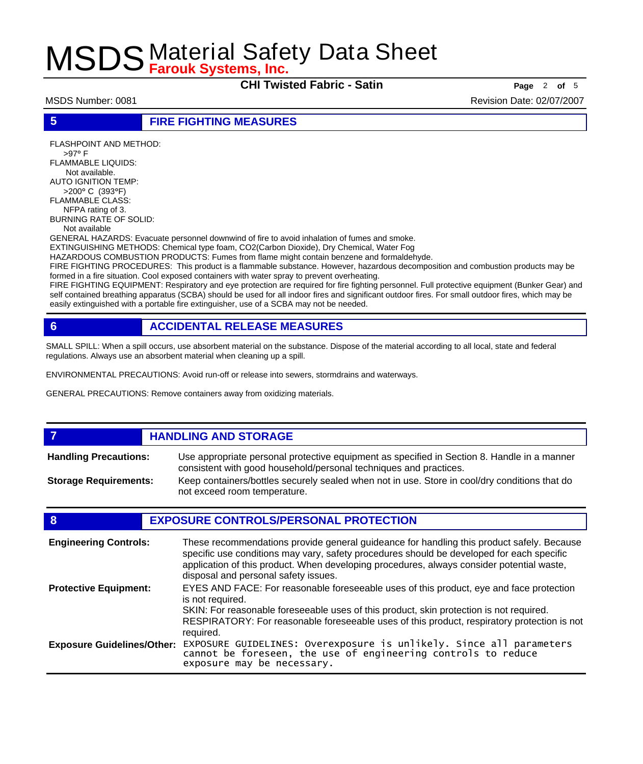## 5 FIRE FIGHTING MEASURES

FLASHPOINT AND METHOD:
>97° F

FLAMMABLE LIQUIDS:
Not available.

AUTO IGNITION TEMP:
>200° C (393°F)

FLAMMABLE CLASS:
NFPA rating of 3.

BURNING RATE OF SOLID:
Not available

GENERAL HAZARDS: Evacuate personnel downwind of fire to avoid inhalation of fumes and smoke.

EXTINGUISHING METHODS: Chemical type foam, CO2(Carbon Dioxide), Dry Chemical, Water Fog

HAZARDOUS COMBUSTION PRODUCTS: Fumes from flame might contain benzene and formaldehyde.

FIRE FIGHTING PROCEDURES: This product is a flammable substance. However, hazardous decomposition and combustion products may be formed in a fire situation. Cool exposed containers with water spray to prevent overheating.

FIRE FIGHTING EQUIPMENT: Respiratory and eye protection are required for fire fighting personnel. Full protective equipment (Bunker Gear) and self contained breathing apparatus (SCBA) should be used for all indoor fires and significant outdoor fires. For small outdoor fires, which may be easily extinguished with a portable fire extinguisher, use of a SCBA may not be needed.

## 6 ACCIDENTAL RELEASE MEASURES

SMALL SPILL: When a spill occurs, use absorbent material on the substance. Dispose of the material according to all local, state and federal regulations. Always use an absorbent material when cleaning up a spill.

ENVIRONMENTAL PRECAUTIONS: Avoid run-off or release into sewers, stormdrains and waterways.

GENERAL PRECAUTIONS: Remove containers away from oxidizing materials.

## 7 HANDLING AND STORAGE

**Handling Precautions:** Use appropriate personal protective equipment as specified in Section 8. Handle in a manner consistent with good household/personal techniques and practices.

**Storage Requirements:** Keep containers/bottles securely sealed when not in use. Store in cool/dry conditions that do not exceed room temperature.

## 8 EXPOSURE CONTROLS/PERSONAL PROTECTION

**Engineering Controls:** These recommendations provide general guideance for handling this product safely. Because specific use conditions may vary, safety procedures should be developed for each specific application of this product. When developing procedures, always consider potential waste, disposal and personal safety issues.

**Protective Equipment:** EYES AND FACE: For reasonable foreseeable uses of this product, eye and face protection is not required.
SKIN: For reasonable foreseeable uses of this product, skin protection is not required.
RESPIRATORY: For reasonable foreseeable uses of this product, respiratory protection is not required.

**Exposure Guidelines/Other:** EXPOSURE GUIDELINES: Overexposure is unlikely. Since all parameters cannot be foreseen, the use of engineering controls to reduce exposure may be necessary.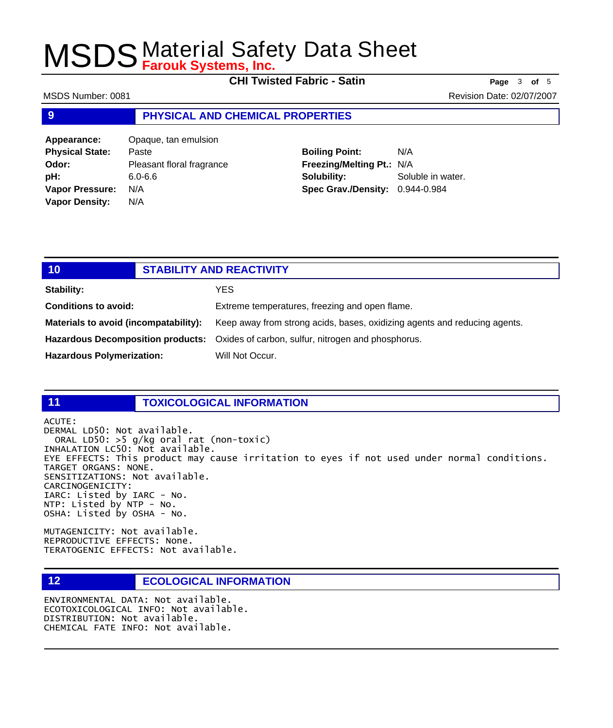## 9 PHYSICAL AND CHEMICAL PROPERTIES

| | | | |
|---|---|---|---|
| **Appearance:** | Opaque, tan emulsion | | |
| **Physical State:** | Paste | **Boiling Point:** | N/A |
| **Odor:** | Pleasant floral fragrance | **Freezing/Melting Pt.:** | N/A |
| **pH:** | 6.0-6.6 | **Solubility:** | Soluble in water. |
| **Vapor Pressure:** | N/A | **Spec Grav./Density:** | 0.944-0.984 |
| **Vapor Density:** | N/A | | |

## 10 STABILITY AND REACTIVITY

| | |
|---|---|
| **Stability:** | YES |
| **Conditions to avoid:** | Extreme temperatures, freezing and open flame. |
| **Materials to avoid (incompatability):** | Keep away from strong acids, bases, oxidizing agents and reducing agents. |
| **Hazardous Decomposition products:** | Oxides of carbon, sulfur, nitrogen and phosphorus. |
| **Hazardous Polymerization:** | Will Not Occur. |

## 11 TOXICOLOGICAL INFORMATION

ACUTE:
DERMAL LD50: Not available.
ORAL LD50: >5 g/kg oral rat (non-toxic)
INHALATION LC50: Not available.
EYE EFFECTS: This product may cause irritation to eyes if not used under normal conditions.
TARGET ORGANS: NONE.
SENSITIZATIONS: Not available.
CARCINOGENICITY:
IARC: Listed by IARC - No.
NTP: Listed by NTP - No.
OSHA: Listed by OSHA - No.

MUTAGENICITY: Not available.
REPRODUCTIVE EFFECTS: None.
TERATOGENIC EFFECTS: Not available.

## 12 ECOLOGICAL INFORMATION

ENVIRONMENTAL DATA: Not available.
ECOTOXICOLOGICAL INFO: Not available.
DISTRIBUTION: Not available.
CHEMICAL FATE INFO: Not available.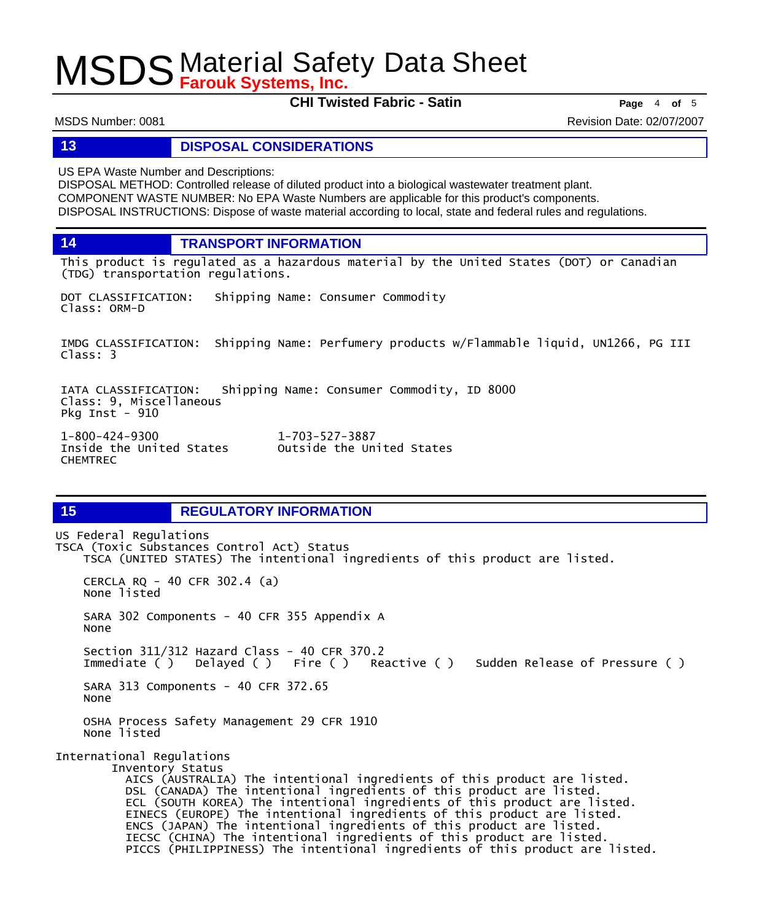## 13 DISPOSAL CONSIDERATIONS

US EPA Waste Number and Descriptions:
DISPOSAL METHOD: Controlled release of diluted product into a biological wastewater treatment plant.
COMPONENT WASTE NUMBER: No EPA Waste Numbers are applicable for this product's components.
DISPOSAL INSTRUCTIONS: Dispose of waste material according to local, state and federal rules and regulations.

## 14 TRANSPORT INFORMATION

This product is regulated as a hazardous material by the United States (DOT) or Canadian (TDG) transportation regulations.

DOT CLASSIFICATION: Shipping Name: Consumer Commodity
Class: ORM-D

IMDG CLASSIFICATION: Shipping Name: Perfumery products w/Flammable liquid, UN1266, PG III
Class: 3

IATA CLASSIFICATION: Shipping Name: Consumer Commodity, ID 8000
Class: 9, Miscellaneous
Pkg Inst - 910

| | |
|---|---|
| 1-800-424-9300 | 1-703-527-3887 |
| Inside the United States | Outside the United States |
| CHEMTREC | |

## 15 REGULATORY INFORMATION

US Federal Regulations
TSCA (Toxic Substances Control Act) Status
TSCA (UNITED STATES) The intentional ingredients of this product are listed.

CERCLA RQ - 40 CFR 302.4 (a)
None listed

SARA 302 Components - 40 CFR 355 Appendix A
None

Section 311/312 Hazard Class - 40 CFR 370.2
Immediate ( ) Delayed ( ) Fire ( ) Reactive ( ) Sudden Release of Pressure ( )

SARA 313 Components - 40 CFR 372.65
None

OSHA Process Safety Management 29 CFR 1910
None listed

International Regulations
Inventory Status
AICS (AUSTRALIA) The intentional ingredients of this product are listed.
DSL (CANADA) The intentional ingredients of this product are listed.
ECL (SOUTH KOREA) The intentional ingredients of this product are listed.
EINECS (EUROPE) The intentional ingredients of this product are listed.
ENCS (JAPAN) The intentional ingredients of this product are listed.
IECSC (CHINA) The intentional ingredients of this product are listed.
PICCS (PHILIPPINESS) The intentional ingredients of this product are listed.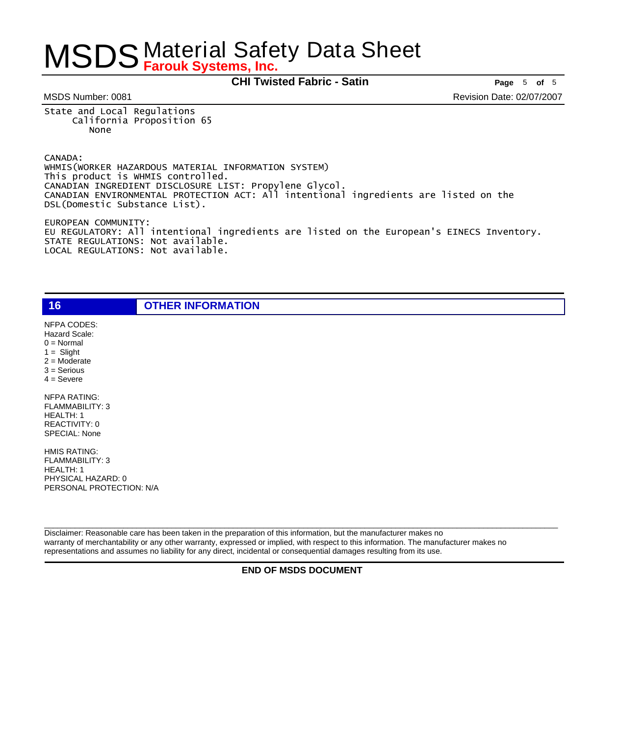State and Local Regulations
  California Proposition 65
    None

CANADA:
WHMIS(WORKER HAZARDOUS MATERIAL INFORMATION SYSTEM)
This product is WHMIS controlled.
CANADIAN INGREDIENT DISCLOSURE LIST: Propylene Glycol.
CANADIAN ENVIRONMENTAL PROTECTION ACT: All intentional ingredients are listed on the DSL(Domestic Substance List).

EUROPEAN COMMUNITY:
EU REGULATORY: All intentional ingredients are listed on the European's EINECS Inventory.
STATE REGULATIONS: Not available.
LOCAL REGULATIONS: Not available.

## 16 OTHER INFORMATION

NFPA CODES:
Hazard Scale:
0 = Normal
1 = Slight
2 = Moderate
3 = Serious
4 = Severe

NFPA RATING:
FLAMMABILITY: 3
HEALTH: 1
REACTIVITY: 0
SPECIAL: None

HMIS RATING:
FLAMMABILITY: 3
HEALTH: 1
PHYSICAL HAZARD: 0
PERSONAL PROTECTION: N/A

Disclaimer: Reasonable care has been taken in the preparation of this information, but the manufacturer makes no warranty of merchantability or any other warranty, expressed or implied, with respect to this information. The manufacturer makes no representations and assumes no liability for any direct, incidental or consequential damages resulting from its use.

**END OF MSDS DOCUMENT**